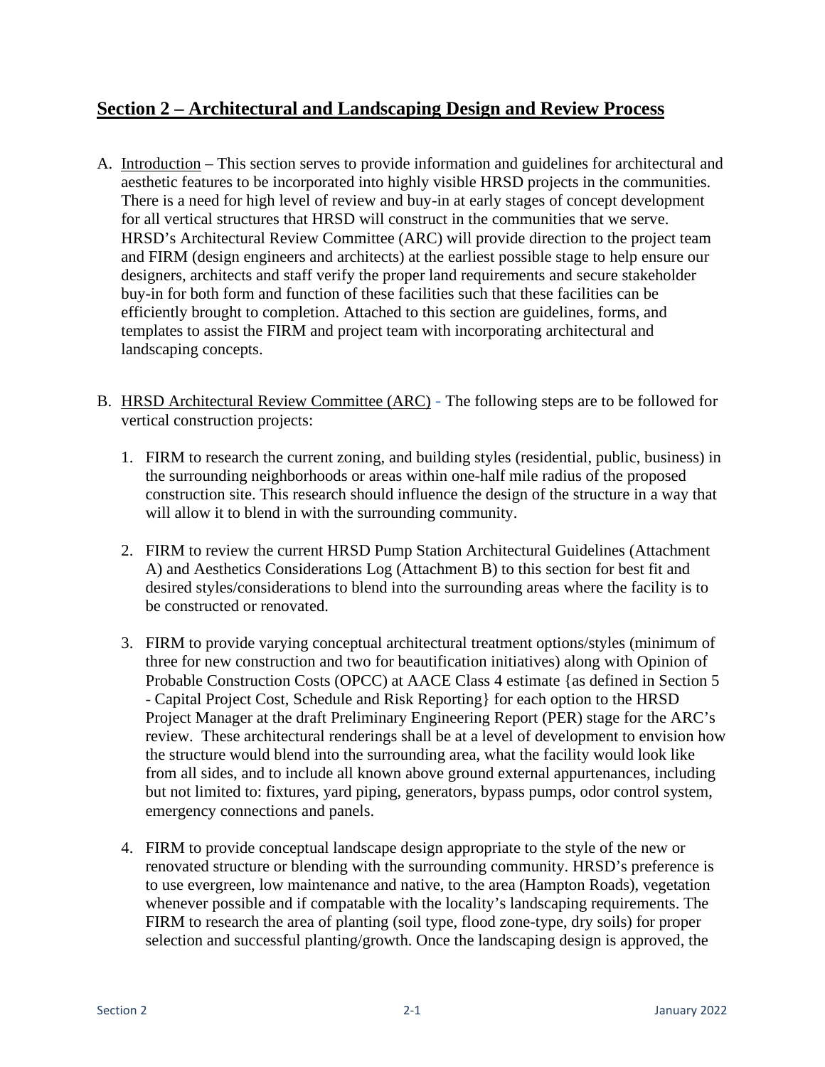# Section 2 – Architectural and Landscaping Design and Review Process

A. Introduction – This section serves to provide information and guidelines for architectural and aesthetic features to be incorporated into highly visible HRSD projects in the communities. There is a need for high level of review and buy-in at early stages of concept development for all vertical structures that HRSD will construct in the communities that we serve. HRSD's Architectural Review Committee (ARC) will provide direction to the project team and FIRM (design engineers and architects) at the earliest possible stage to help ensure our designers, architects and staff verify the proper land requirements and secure stakeholder buy-in for both form and function of these facilities such that these facilities can be efficiently brought to completion. Attached to this section are guidelines, forms, and templates to assist the FIRM and project team with incorporating architectural and landscaping concepts.

B. HRSD Architectural Review Committee (ARC) - The following steps are to be followed for vertical construction projects:

   1. FIRM to research the current zoning, and building styles (residential, public, business) in the surrounding neighborhoods or areas within one-half mile radius of the proposed construction site. This research should influence the design of the structure in a way that will allow it to blend in with the surrounding community.

   2. FIRM to review the current HRSD Pump Station Architectural Guidelines (Attachment A) and Aesthetics Considerations Log (Attachment B) to this section for best fit and desired styles/considerations to blend into the surrounding areas where the facility is to be constructed or renovated.

   3. FIRM to provide varying conceptual architectural treatment options/styles (minimum of three for new construction and two for beautification initiatives) along with Opinion of Probable Construction Costs (OPCC) at AACE Class 4 estimate {as defined in Section 5 - Capital Project Cost, Schedule and Risk Reporting} for each option to the HRSD Project Manager at the draft Preliminary Engineering Report (PER) stage for the ARC's review. These architectural renderings shall be at a level of development to envision how the structure would blend into the surrounding area, what the facility would look like from all sides, and to include all known above ground external appurtenances, including but not limited to: fixtures, yard piping, generators, bypass pumps, odor control system, emergency connections and panels.

   4. FIRM to provide conceptual landscape design appropriate to the style of the new or renovated structure or blending with the surrounding community. HRSD's preference is to use evergreen, low maintenance and native, to the area (Hampton Roads), vegetation whenever possible and if compatable with the locality's landscaping requirements. The FIRM to research the area of planting (soil type, flood zone-type, dry soils) for proper selection and successful planting/growth. Once the landscaping design is approved, the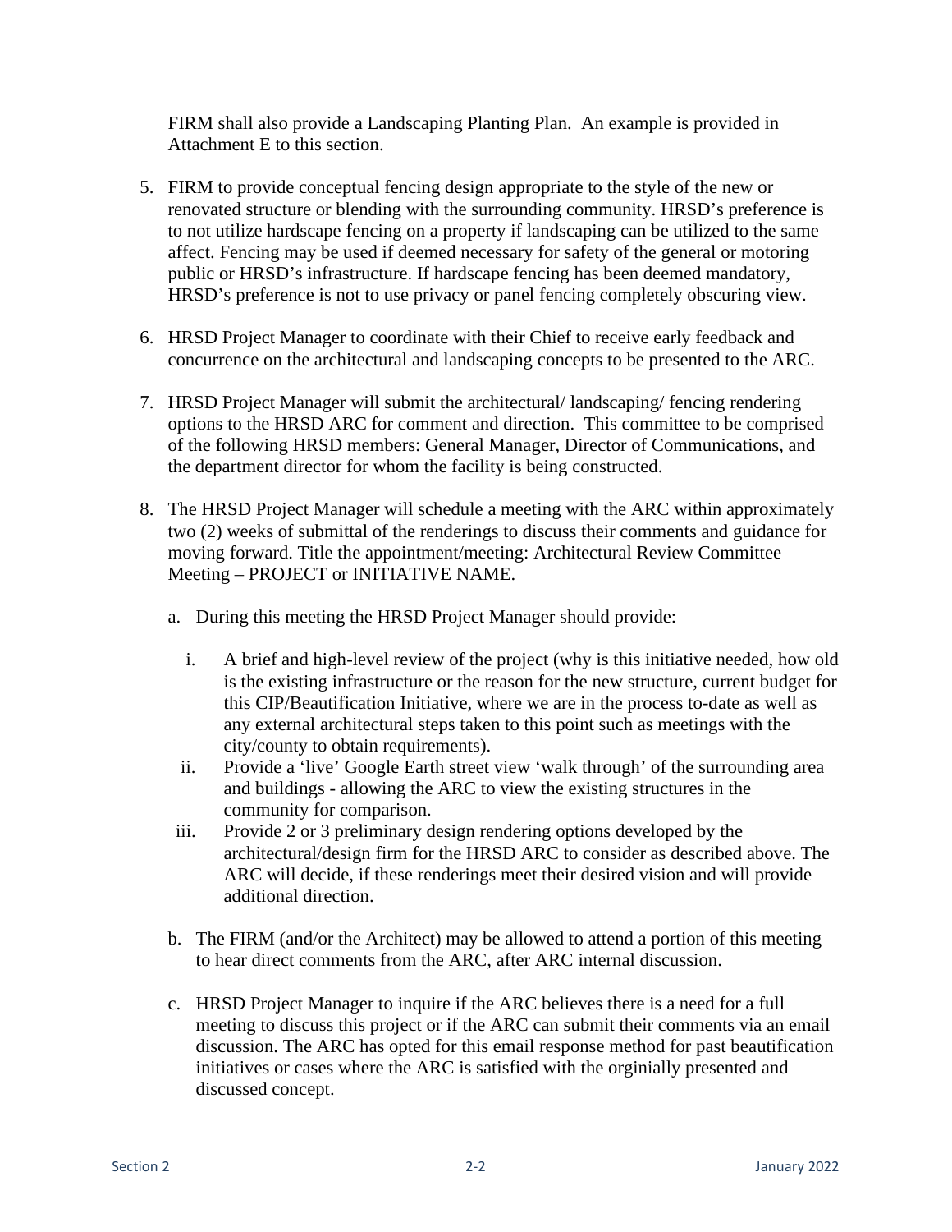FIRM shall also provide a Landscaping Planting Plan. An example is provided in Attachment E to this section.

5. FIRM to provide conceptual fencing design appropriate to the style of the new or renovated structure or blending with the surrounding community. HRSD's preference is to not utilize hardscape fencing on a property if landscaping can be utilized to the same affect. Fencing may be used if deemed necessary for safety of the general or motoring public or HRSD's infrastructure. If hardscape fencing has been deemed mandatory, HRSD's preference is not to use privacy or panel fencing completely obscuring view.

6. HRSD Project Manager to coordinate with their Chief to receive early feedback and concurrence on the architectural and landscaping concepts to be presented to the ARC.

7. HRSD Project Manager will submit the architectural/ landscaping/ fencing rendering options to the HRSD ARC for comment and direction. This committee to be comprised of the following HRSD members: General Manager, Director of Communications, and the department director for whom the facility is being constructed.

8. The HRSD Project Manager will schedule a meeting with the ARC within approximately two (2) weeks of submittal of the renderings to discuss their comments and guidance for moving forward. Title the appointment/meeting: Architectural Review Committee Meeting – PROJECT or INITIATIVE NAME.

   a. During this meeting the HRSD Project Manager should provide:

      i. A brief and high-level review of the project (why is this initiative needed, how old is the existing infrastructure or the reason for the new structure, current budget for this CIP/Beautification Initiative, where we are in the process to-date as well as any external architectural steps taken to this point such as meetings with the city/county to obtain requirements).

      ii. Provide a 'live' Google Earth street view 'walk through' of the surrounding area and buildings - allowing the ARC to view the existing structures in the community for comparison.

      iii. Provide 2 or 3 preliminary design rendering options developed by the architectural/design firm for the HRSD ARC to consider as described above. The ARC will decide, if these renderings meet their desired vision and will provide additional direction.

   b. The FIRM (and/or the Architect) may be allowed to attend a portion of this meeting to hear direct comments from the ARC, after ARC internal discussion.

   c. HRSD Project Manager to inquire if the ARC believes there is a need for a full meeting to discuss this project or if the ARC can submit their comments via an email discussion. The ARC has opted for this email response method for past beautification initiatives or cases where the ARC is satisfied with the orginially presented and discussed concept.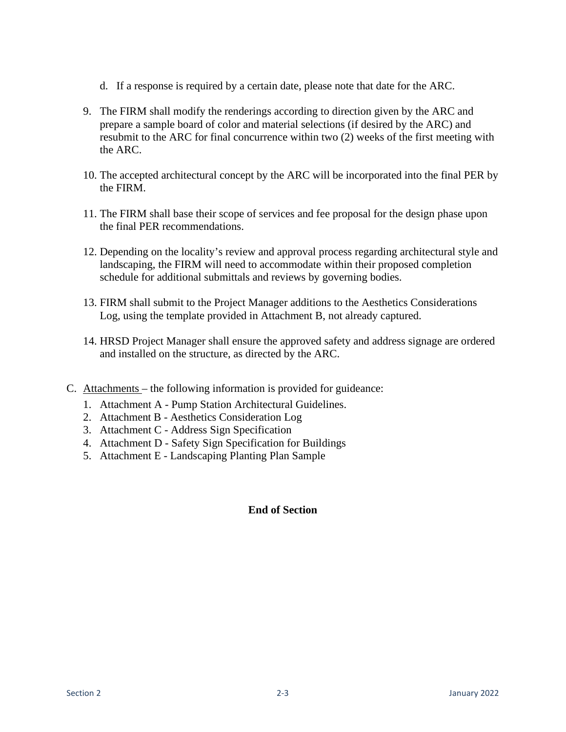d. If a response is required by a certain date, please note that date for the ARC.

9. The FIRM shall modify the renderings according to direction given by the ARC and prepare a sample board of color and material selections (if desired by the ARC) and resubmit to the ARC for final concurrence within two (2) weeks of the first meeting with the ARC.

10. The accepted architectural concept by the ARC will be incorporated into the final PER by the FIRM.

11. The FIRM shall base their scope of services and fee proposal for the design phase upon the final PER recommendations.

12. Depending on the locality's review and approval process regarding architectural style and landscaping, the FIRM will need to accommodate within their proposed completion schedule for additional submittals and reviews by governing bodies.

13. FIRM shall submit to the Project Manager additions to the Aesthetics Considerations Log, using the template provided in Attachment B, not already captured.

14. HRSD Project Manager shall ensure the approved safety and address signage are ordered and installed on the structure, as directed by the ARC.

C. Attachments – the following information is provided for guideance:

1. Attachment A - Pump Station Architectural Guidelines.
2. Attachment B - Aesthetics Consideration Log
3. Attachment C - Address Sign Specification
4. Attachment D - Safety Sign Specification for Buildings
5. Attachment E - Landscaping Planting Plan Sample

**End of Section**